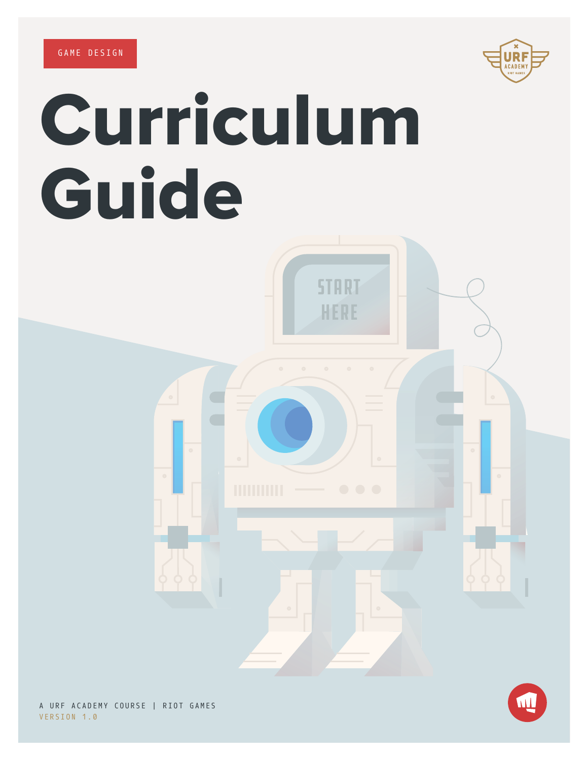GAME DESIGN

# Curriculum Guide

A URF ACADEMY COURSE | RIOT GAMES

VERSION 1.0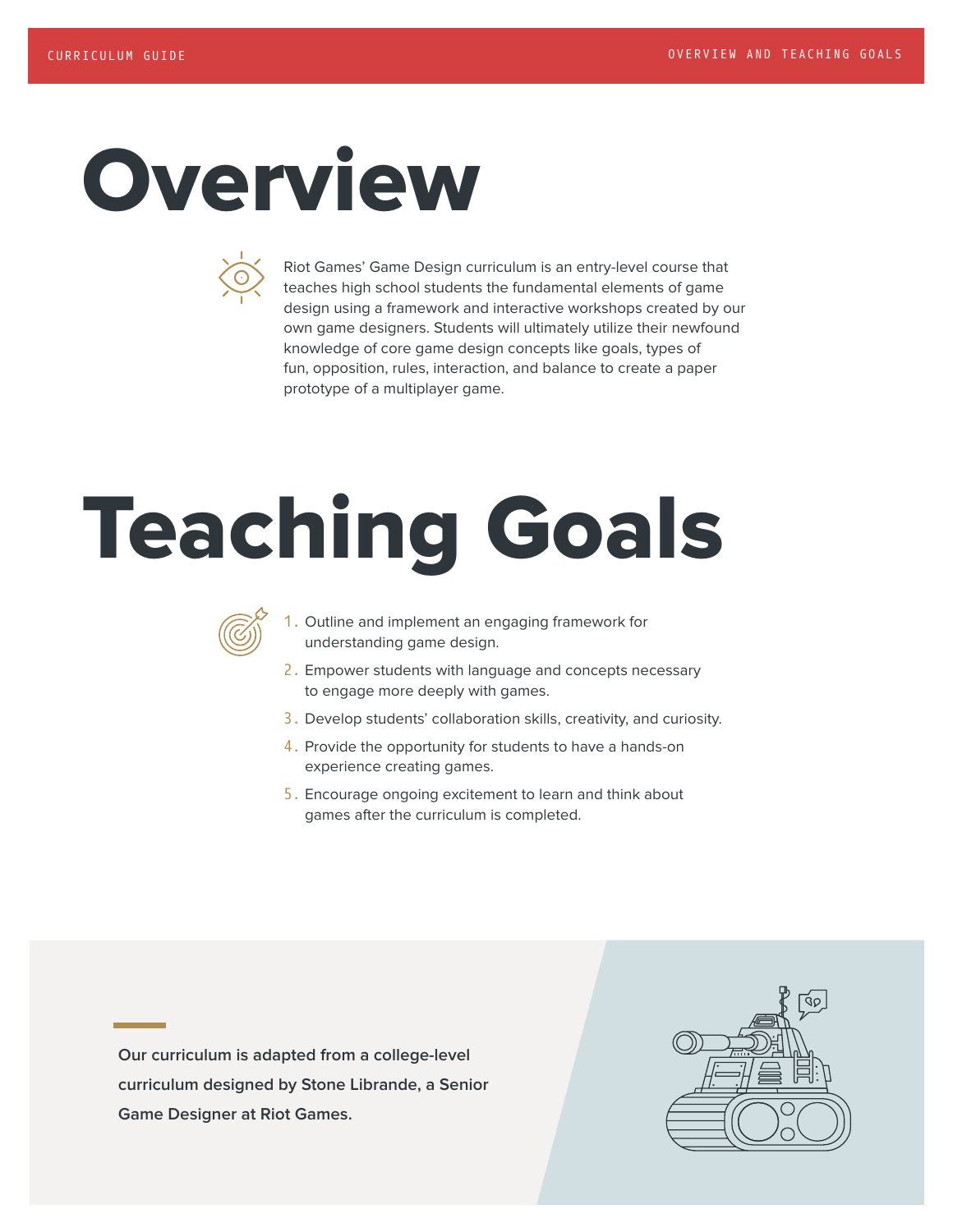# Overview

Riot Games' Game Design curriculum is an entry-level course that teaches high school students the fundamental elements of game design using a framework and interactive workshops created by our own game designers. Students will ultimately utilize their newfound knowledge of core game design concepts like goals, types of fun, opposition, rules, interaction, and balance to create a paper prototype of a multiplayer game.

# Teaching Goals

1. Outline and implement an engaging framework for understanding game design.
2. Empower students with language and concepts necessary to engage more deeply with games.
3. Develop students' collaboration skills, creativity, and curiosity.
4. Provide the opportunity for students to have a hands-on experience creating games.
5. Encourage ongoing excitement to learn and think about games after the curriculum is completed.

**Our curriculum is adapted from a college-level curriculum designed by Stone Librande, a Senior Game Designer at Riot Games.**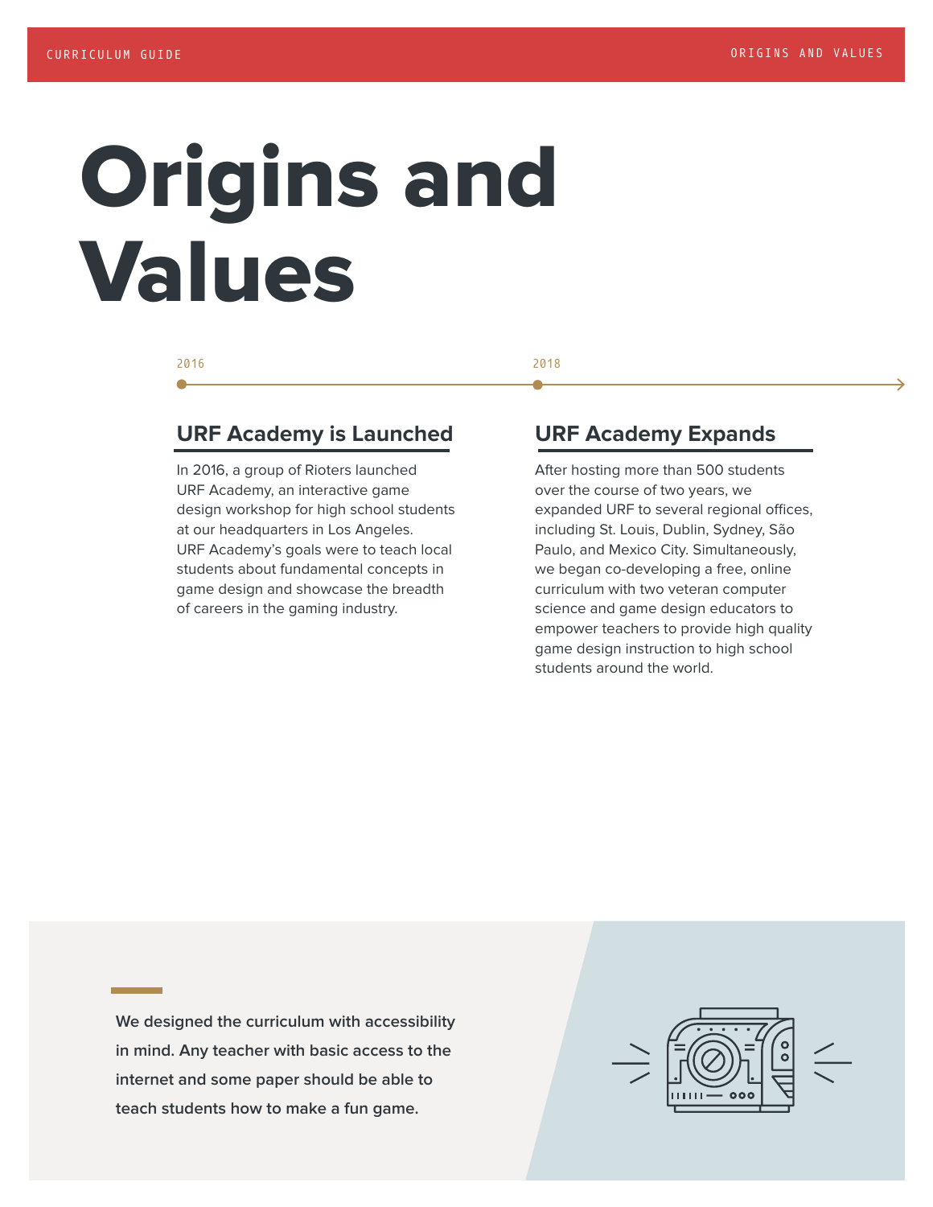# Origins and Values

2016

## URF Academy is Launched

In 2016, a group of Rioters launched URF Academy, an interactive game design workshop for high school students at our headquarters in Los Angeles. URF Academy's goals were to teach local students about fundamental concepts in game design and showcase the breadth of careers in the gaming industry.

2018

## URF Academy Expands

After hosting more than 500 students over the course of two years, we expanded URF to several regional offices, including St. Louis, Dublin, Sydney, São Paulo, and Mexico City. Simultaneously, we began co-developing a free, online curriculum with two veteran computer science and game design educators to empower teachers to provide high quality game design instruction to high school students around the world.

We designed the curriculum with accessibility in mind. Any teacher with basic access to the internet and some paper should be able to teach students how to make a fun game.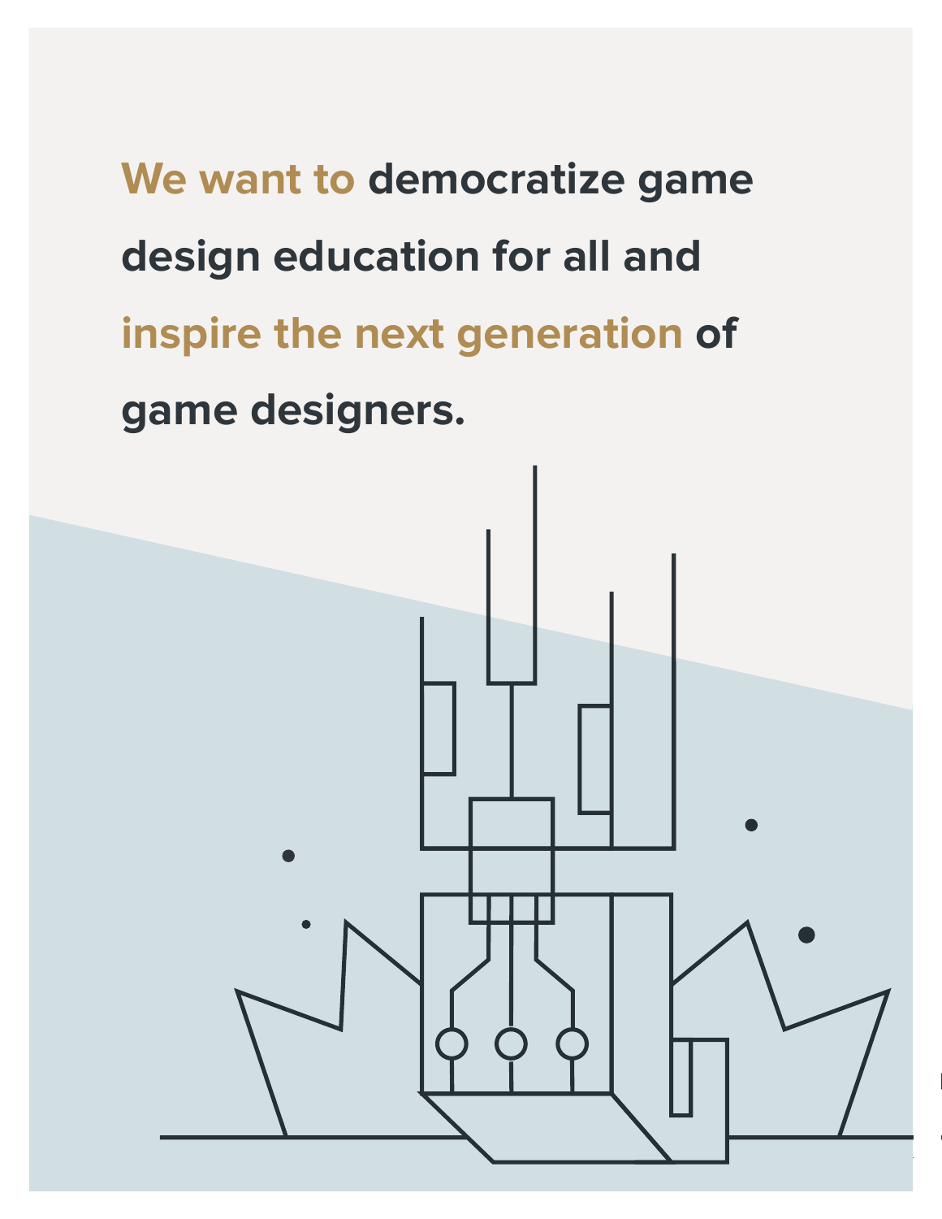**We want to democratize game design education for all and inspire the next generation of game designers.**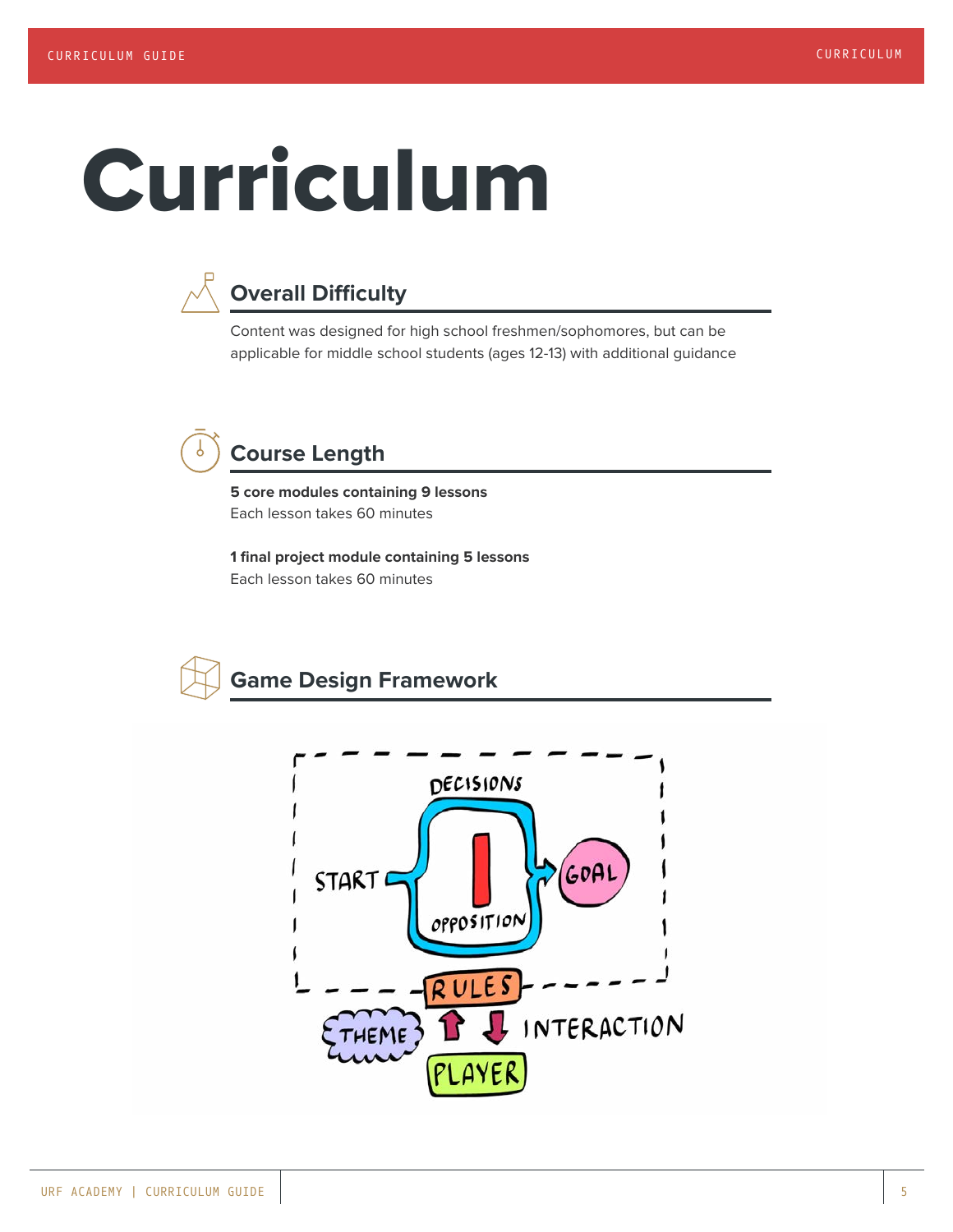# Curriculum

## Overall Difficulty

Content was designed for high school freshmen/sophomores, but can be applicable for middle school students (ages 12-13) with additional guidance

## Course Length

**5 core modules containing 9 lessons**
Each lesson takes 60 minutes

**1 final project module containing 5 lessons**
Each lesson takes 60 minutes

## Game Design Framework

DECISIONS
START
OPPOSITION
GOAL
RULES
THEME
INTERACTION
PLAYER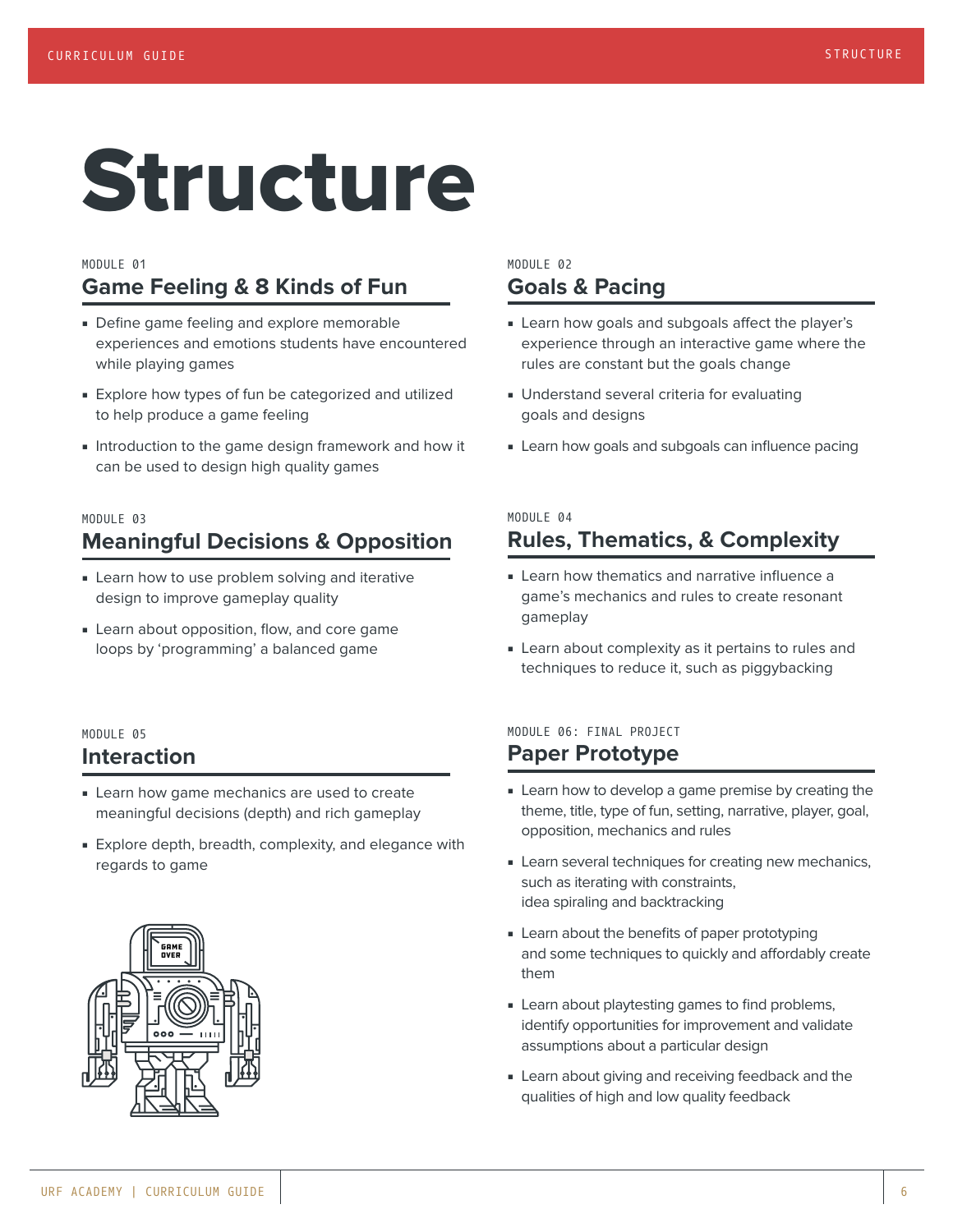# Structure

MODULE 01

## Game Feeling & 8 Kinds of Fun

- Define game feeling and explore memorable experiences and emotions students have encountered while playing games
- Explore how types of fun be categorized and utilized to help produce a game feeling
- Introduction to the game design framework and how it can be used to design high quality games

MODULE 02

## Goals & Pacing

- Learn how goals and subgoals affect the player's experience through an interactive game where the rules are constant but the goals change
- Understand several criteria for evaluating goals and designs
- Learn how goals and subgoals can influence pacing

MODULE 03

## Meaningful Decisions & Opposition

- Learn how to use problem solving and iterative design to improve gameplay quality
- Learn about opposition, flow, and core game loops by 'programming' a balanced game

MODULE 04

## Rules, Thematics, & Complexity

- Learn how thematics and narrative influence a game's mechanics and rules to create resonant gameplay
- Learn about complexity as it pertains to rules and techniques to reduce it, such as piggybacking

MODULE 05

## Interaction

- Learn how game mechanics are used to create meaningful decisions (depth) and rich gameplay
- Explore depth, breadth, complexity, and elegance with regards to game

MODULE 06: FINAL PROJECT

## Paper Prototype

- Learn how to develop a game premise by creating the theme, title, type of fun, setting, narrative, player, goal, opposition, mechanics and rules
- Learn several techniques for creating new mechanics, such as iterating with constraints, idea spiraling and backtracking
- Learn about the benefits of paper prototyping and some techniques to quickly and affordably create them
- Learn about playtesting games to find problems, identify opportunities for improvement and validate assumptions about a particular design
- Learn about giving and receiving feedback and the qualities of high and low quality feedback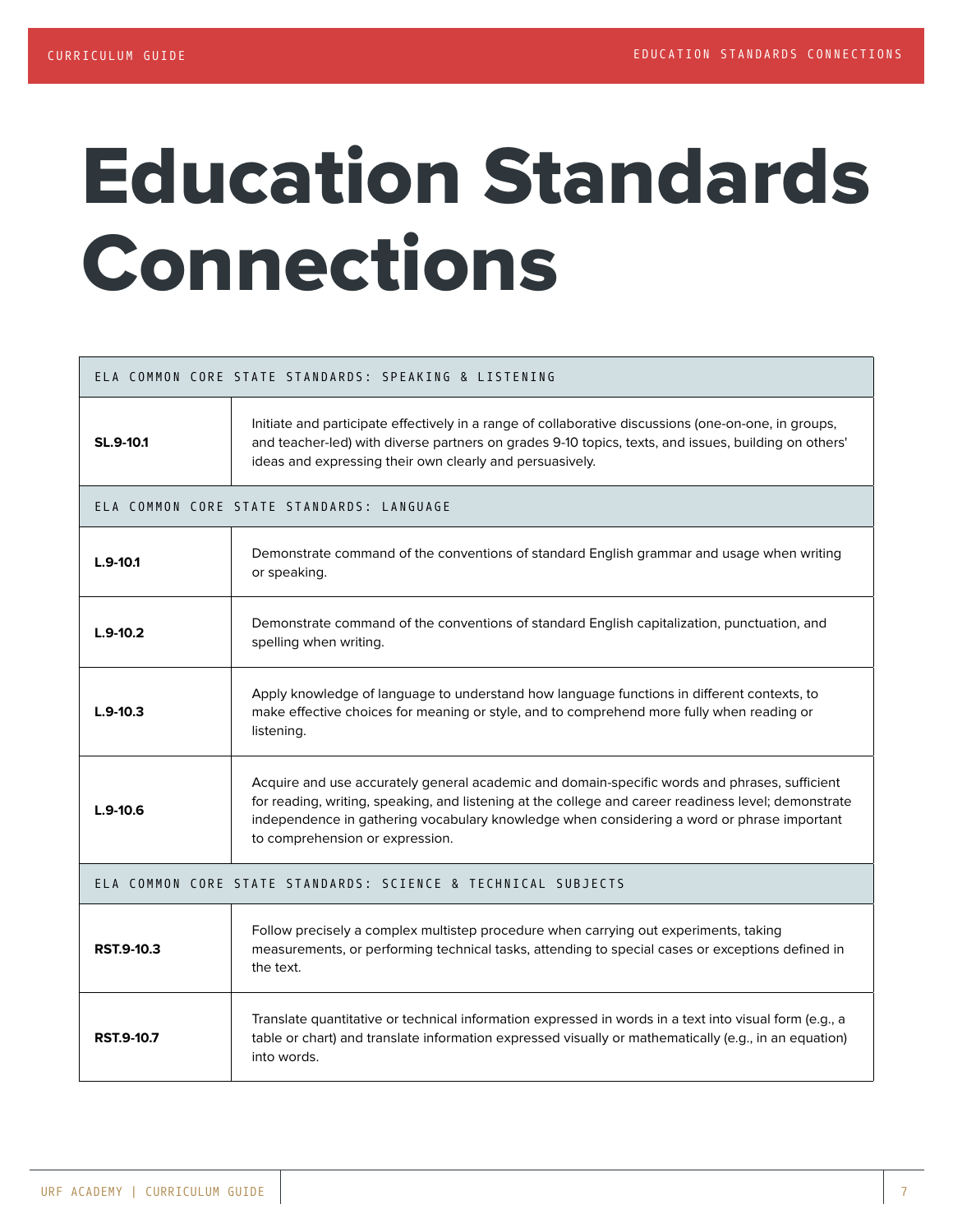# Education Standards Connections

| ELA COMMON CORE STATE STANDARDS: SPEAKING & LISTENING | |
|---|---|
| **SL.9-10.1** | Initiate and participate effectively in a range of collaborative discussions (one-on-one, in groups, and teacher-led) with diverse partners on grades 9-10 topics, texts, and issues, building on others' ideas and expressing their own clearly and persuasively. |
| ELA COMMON CORE STATE STANDARDS: LANGUAGE | |
| **L.9-10.1** | Demonstrate command of the conventions of standard English grammar and usage when writing or speaking. |
| **L.9-10.2** | Demonstrate command of the conventions of standard English capitalization, punctuation, and spelling when writing. |
| **L.9-10.3** | Apply knowledge of language to understand how language functions in different contexts, to make effective choices for meaning or style, and to comprehend more fully when reading or listening. |
| **L.9-10.6** | Acquire and use accurately general academic and domain-specific words and phrases, sufficient for reading, writing, speaking, and listening at the college and career readiness level; demonstrate independence in gathering vocabulary knowledge when considering a word or phrase important to comprehension or expression. |
| ELA COMMON CORE STATE STANDARDS: SCIENCE & TECHNICAL SUBJECTS | |
| **RST.9-10.3** | Follow precisely a complex multistep procedure when carrying out experiments, taking measurements, or performing technical tasks, attending to special cases or exceptions defined in the text. |
| **RST.9-10.7** | Translate quantitative or technical information expressed in words in a text into visual form (e.g., a table or chart) and translate information expressed visually or mathematically (e.g., in an equation) into words. |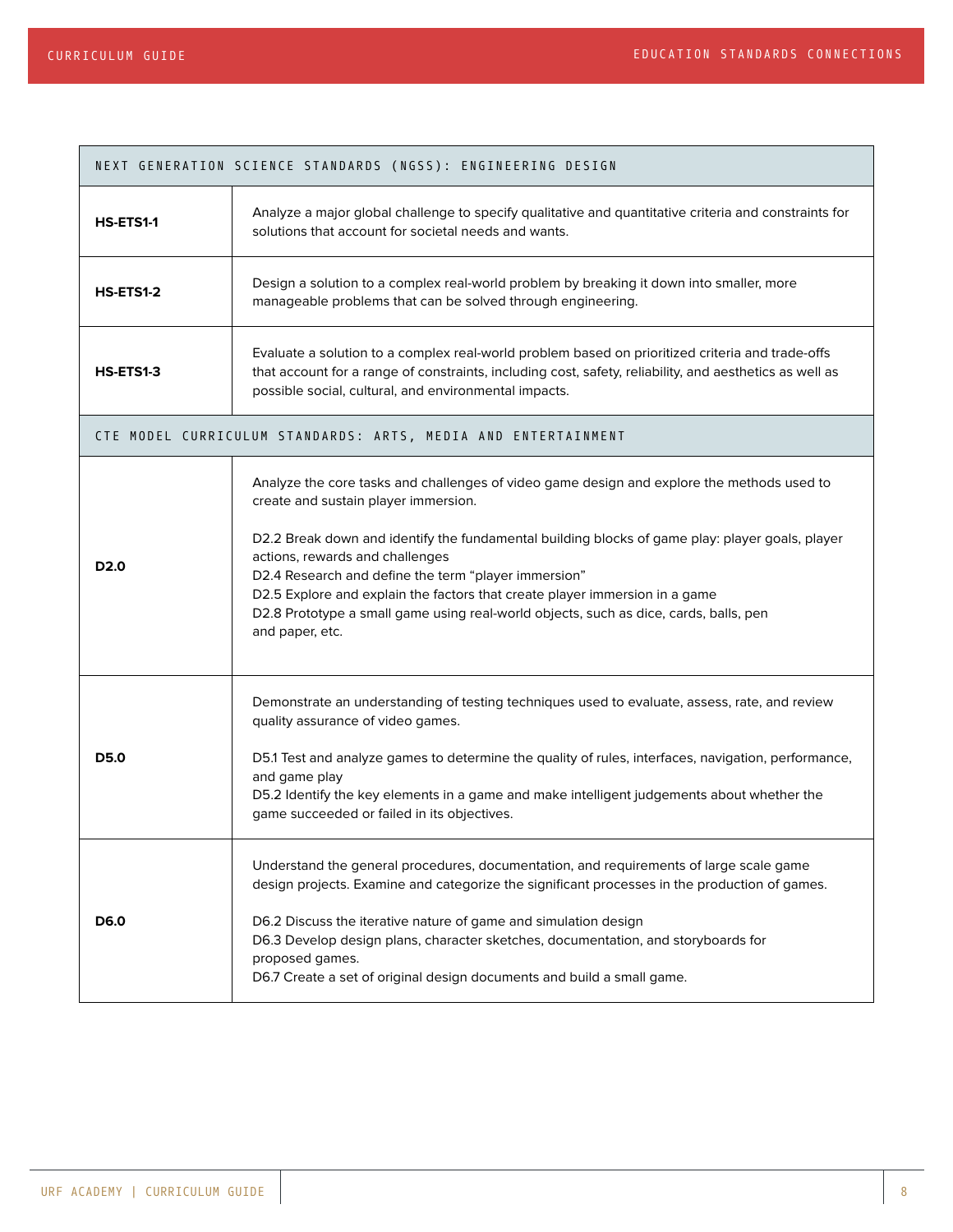| NEXT GENERATION SCIENCE STANDARDS (NGSS): ENGINEERING DESIGN | |
|---|---|
| **HS-ETS1-1** | Analyze a major global challenge to specify qualitative and quantitative criteria and constraints for solutions that account for societal needs and wants. |
| **HS-ETS1-2** | Design a solution to a complex real-world problem by breaking it down into smaller, more manageable problems that can be solved through engineering. |
| **HS-ETS1-3** | Evaluate a solution to a complex real-world problem based on prioritized criteria and trade-offs that account for a range of constraints, including cost, safety, reliability, and aesthetics as well as possible social, cultural, and environmental impacts. |
| **CTE MODEL CURRICULUM STANDARDS: ARTS, MEDIA AND ENTERTAINMENT** | |
| **D2.0** | Analyze the core tasks and challenges of video game design and explore the methods used to create and sustain player immersion.<br><br>D2.2 Break down and identify the fundamental building blocks of game play: player goals, player actions, rewards and challenges<br>D2.4 Research and define the term "player immersion"<br>D2.5 Explore and explain the factors that create player immersion in a game<br>D2.8 Prototype a small game using real-world objects, such as dice, cards, balls, pen and paper, etc. |
| **D5.0** | Demonstrate an understanding of testing techniques used to evaluate, assess, rate, and review quality assurance of video games.<br><br>D5.1 Test and analyze games to determine the quality of rules, interfaces, navigation, performance, and game play<br>D5.2 Identify the key elements in a game and make intelligent judgements about whether the game succeeded or failed in its objectives. |
| **D6.0** | Understand the general procedures, documentation, and requirements of large scale game design projects. Examine and categorize the significant processes in the production of games.<br><br>D6.2 Discuss the iterative nature of game and simulation design<br>D6.3 Develop design plans, character sketches, documentation, and storyboards for proposed games.<br>D6.7 Create a set of original design documents and build a small game. |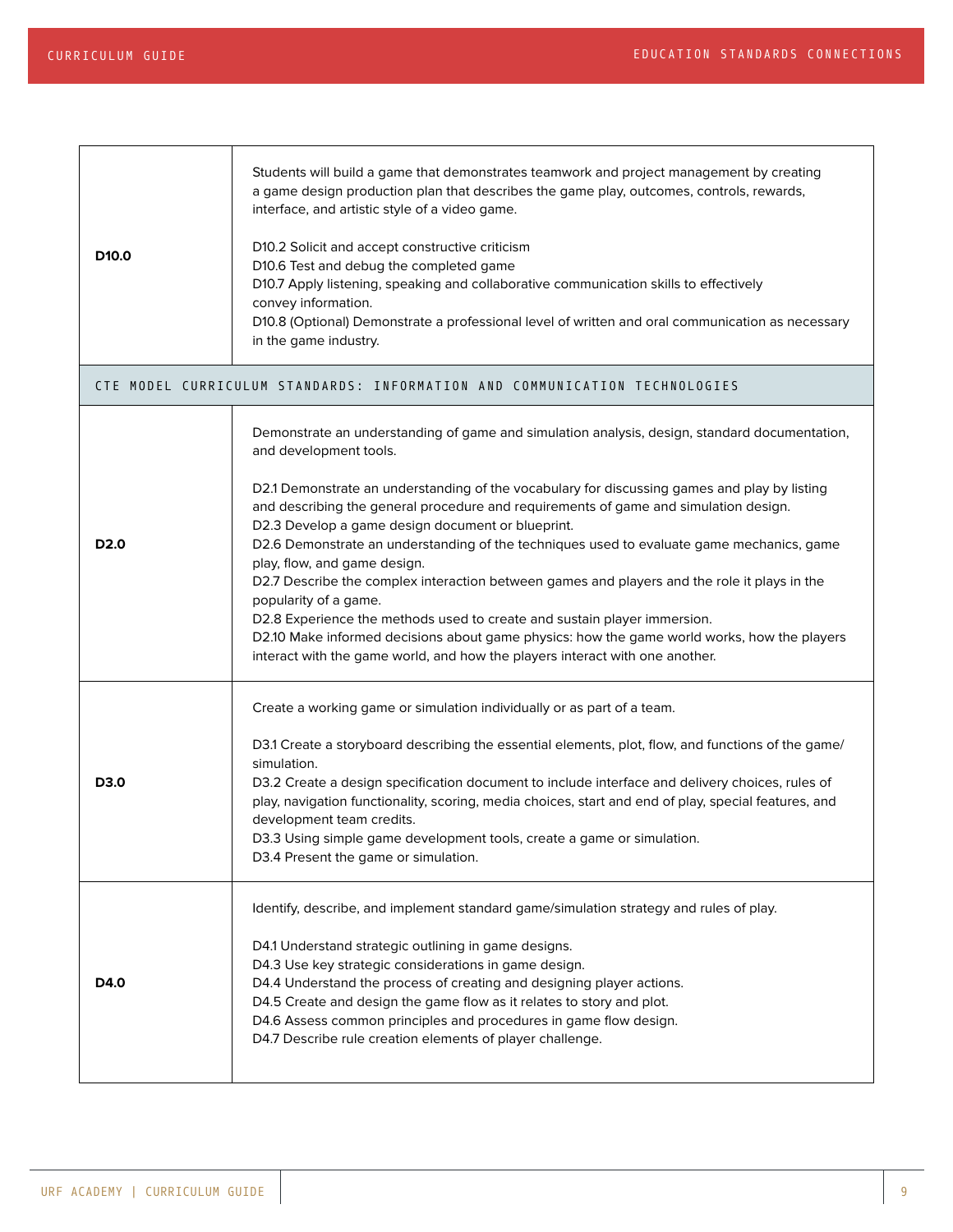| | |
|---|---|
| **D10.0** | Students will build a game that demonstrates teamwork and project management by creating a game design production plan that describes the game play, outcomes, controls, rewards, interface, and artistic style of a video game.<br><br>D10.2 Solicit and accept constructive criticism<br>D10.6 Test and debug the completed game<br>D10.7 Apply listening, speaking and collaborative communication skills to effectively convey information.<br>D10.8 (Optional) Demonstrate a professional level of written and oral communication as necessary in the game industry. |
| CTE MODEL CURRICULUM STANDARDS: INFORMATION AND COMMUNICATION TECHNOLOGIES | |
| **D2.0** | Demonstrate an understanding of game and simulation analysis, design, standard documentation, and development tools.<br><br>D2.1 Demonstrate an understanding of the vocabulary for discussing games and play by listing and describing the general procedure and requirements of game and simulation design.<br>D2.3 Develop a game design document or blueprint.<br>D2.6 Demonstrate an understanding of the techniques used to evaluate game mechanics, game play, flow, and game design.<br>D2.7 Describe the complex interaction between games and players and the role it plays in the popularity of a game.<br>D2.8 Experience the methods used to create and sustain player immersion.<br>D2.10 Make informed decisions about game physics: how the game world works, how the players interact with the game world, and how the players interact with one another. |
| **D3.0** | Create a working game or simulation individually or as part of a team.<br><br>D3.1 Create a storyboard describing the essential elements, plot, flow, and functions of the game/simulation.<br>D3.2 Create a design specification document to include interface and delivery choices, rules of play, navigation functionality, scoring, media choices, start and end of play, special features, and development team credits.<br>D3.3 Using simple game development tools, create a game or simulation.<br>D3.4 Present the game or simulation. |
| **D4.0** | Identify, describe, and implement standard game/simulation strategy and rules of play.<br><br>D4.1 Understand strategic outlining in game designs.<br>D4.3 Use key strategic considerations in game design.<br>D4.4 Understand the process of creating and designing player actions.<br>D4.5 Create and design the game flow as it relates to story and plot.<br>D4.6 Assess common principles and procedures in game flow design.<br>D4.7 Describe rule creation elements of player challenge. |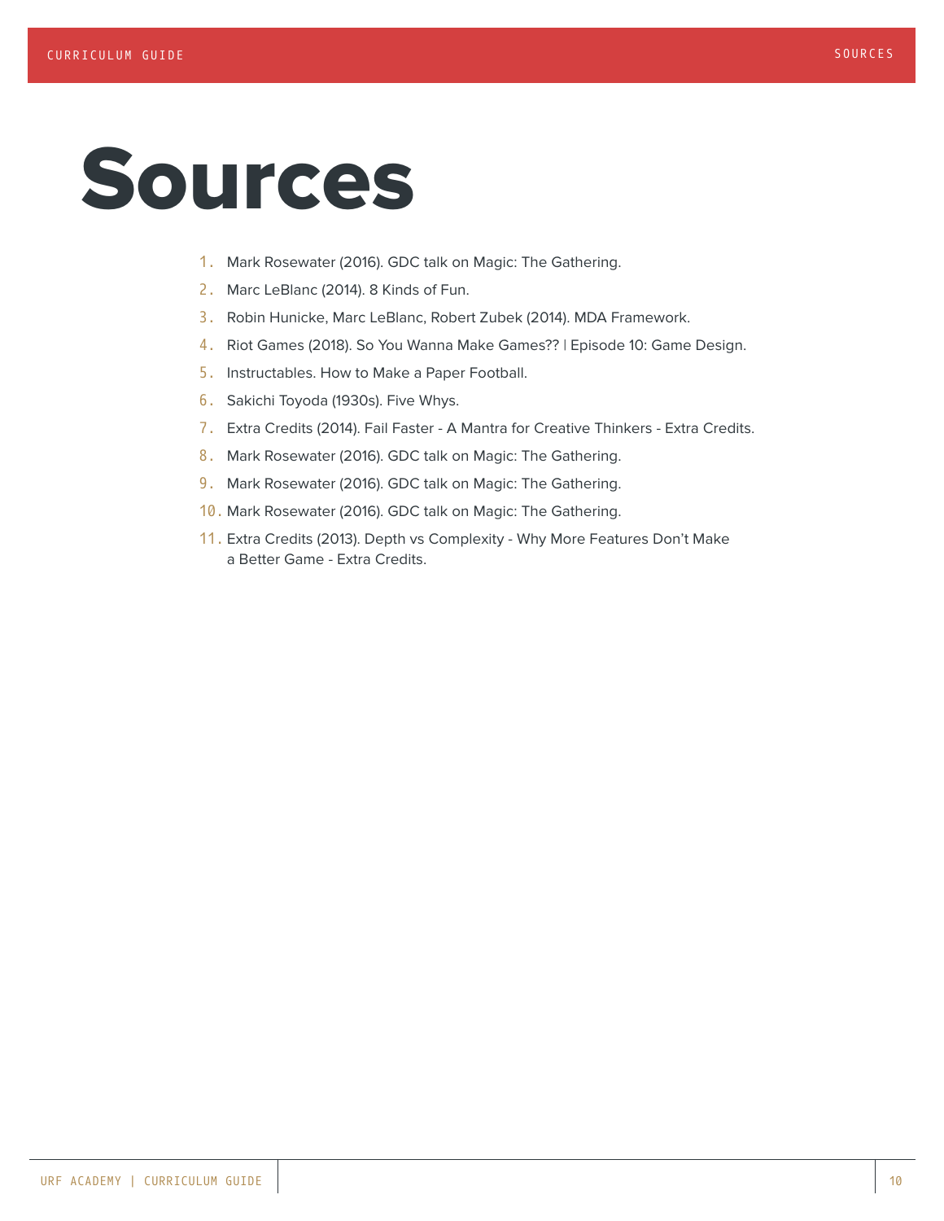# Sources

1. Mark Rosewater (2016). GDC talk on Magic: The Gathering.
2. Marc LeBlanc (2014). 8 Kinds of Fun.
3. Robin Hunicke, Marc LeBlanc, Robert Zubek (2014). MDA Framework.
4. Riot Games (2018). So You Wanna Make Games?? | Episode 10: Game Design.
5. Instructables. How to Make a Paper Football.
6. Sakichi Toyoda (1930s). Five Whys.
7. Extra Credits (2014). Fail Faster - A Mantra for Creative Thinkers - Extra Credits.
8. Mark Rosewater (2016). GDC talk on Magic: The Gathering.
9. Mark Rosewater (2016). GDC talk on Magic: The Gathering.
10. Mark Rosewater (2016). GDC talk on Magic: The Gathering.
11. Extra Credits (2013). Depth vs Complexity - Why More Features Don't Make a Better Game - Extra Credits.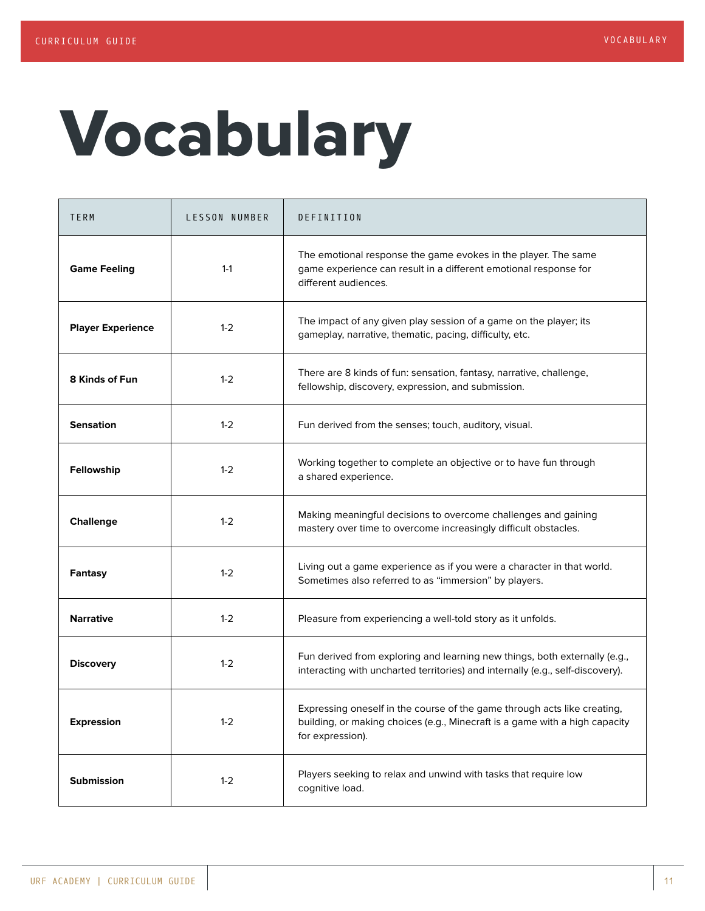# Vocabulary

| TERM | LESSON NUMBER | DEFINITION |
|---|---|---|
| **Game Feeling** | 1-1 | The emotional response the game evokes in the player. The same game experience can result in a different emotional response for different audiences. |
| **Player Experience** | 1-2 | The impact of any given play session of a game on the player; its gameplay, narrative, thematic, pacing, difficulty, etc. |
| **8 Kinds of Fun** | 1-2 | There are 8 kinds of fun: sensation, fantasy, narrative, challenge, fellowship, discovery, expression, and submission. |
| **Sensation** | 1-2 | Fun derived from the senses; touch, auditory, visual. |
| **Fellowship** | 1-2 | Working together to complete an objective or to have fun through a shared experience. |
| **Challenge** | 1-2 | Making meaningful decisions to overcome challenges and gaining mastery over time to overcome increasingly difficult obstacles. |
| **Fantasy** | 1-2 | Living out a game experience as if you were a character in that world. Sometimes also referred to as "immersion" by players. |
| **Narrative** | 1-2 | Pleasure from experiencing a well-told story as it unfolds. |
| **Discovery** | 1-2 | Fun derived from exploring and learning new things, both externally (e.g., interacting with uncharted territories) and internally (e.g., self-discovery). |
| **Expression** | 1-2 | Expressing oneself in the course of the game through acts like creating, building, or making choices (e.g., Minecraft is a game with a high capacity for expression). |
| **Submission** | 1-2 | Players seeking to relax and unwind with tasks that require low cognitive load. |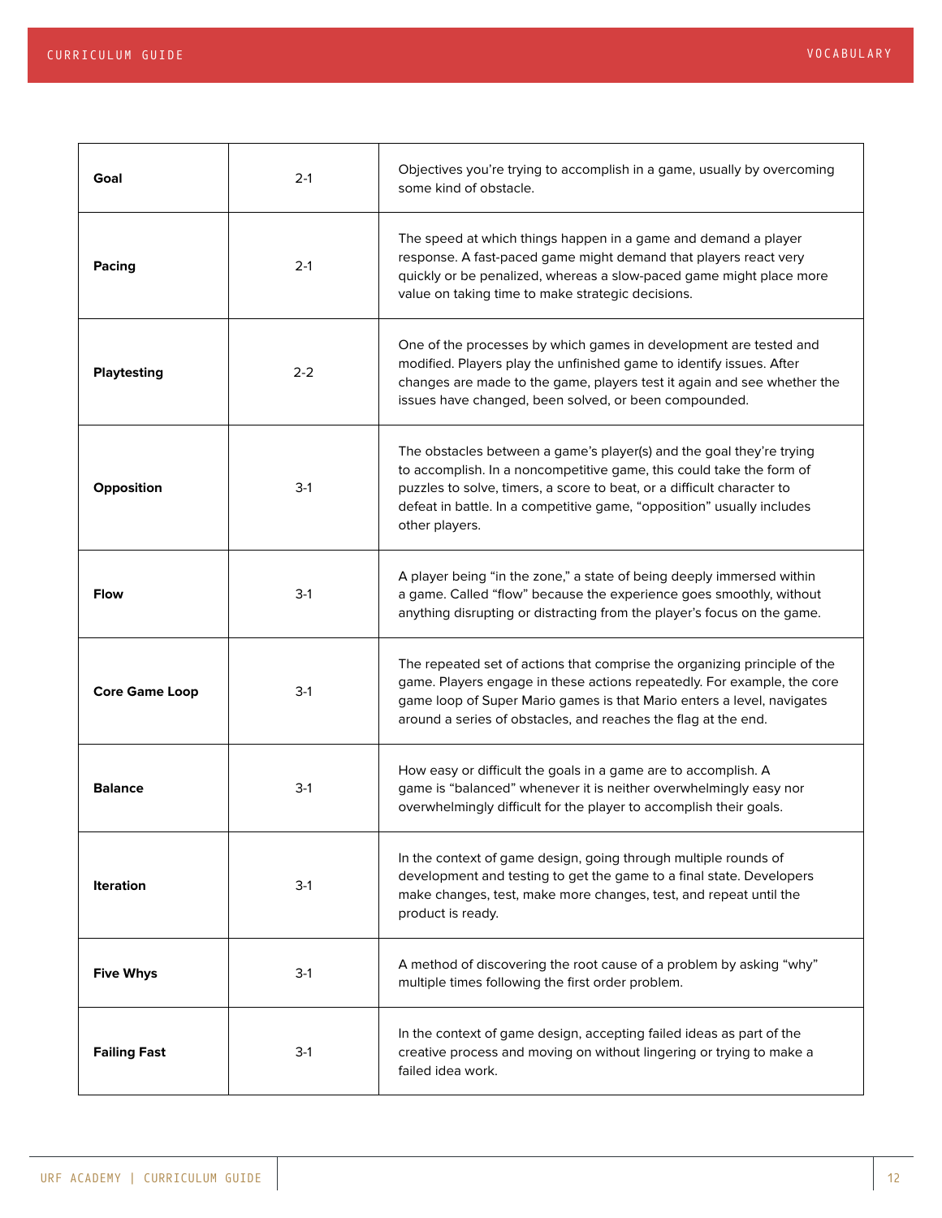| | | |
|---|---|---|
| **Goal** | 2-1 | Objectives you're trying to accomplish in a game, usually by overcoming some kind of obstacle. |
| **Pacing** | 2-1 | The speed at which things happen in a game and demand a player response. A fast-paced game might demand that players react very quickly or be penalized, whereas a slow-paced game might place more value on taking time to make strategic decisions. |
| **Playtesting** | 2-2 | One of the processes by which games in development are tested and modified. Players play the unfinished game to identify issues. After changes are made to the game, players test it again and see whether the issues have changed, been solved, or been compounded. |
| **Opposition** | 3-1 | The obstacles between a game's player(s) and the goal they're trying to accomplish. In a noncompetitive game, this could take the form of puzzles to solve, timers, a score to beat, or a difficult character to defeat in battle. In a competitive game, "opposition" usually includes other players. |
| **Flow** | 3-1 | A player being "in the zone," a state of being deeply immersed within a game. Called "flow" because the experience goes smoothly, without anything disrupting or distracting from the player's focus on the game. |
| **Core Game Loop** | 3-1 | The repeated set of actions that comprise the organizing principle of the game. Players engage in these actions repeatedly. For example, the core game loop of Super Mario games is that Mario enters a level, navigates around a series of obstacles, and reaches the flag at the end. |
| **Balance** | 3-1 | How easy or difficult the goals in a game are to accomplish. A game is "balanced" whenever it is neither overwhelmingly easy nor overwhelmingly difficult for the player to accomplish their goals. |
| **Iteration** | 3-1 | In the context of game design, going through multiple rounds of development and testing to get the game to a final state. Developers make changes, test, make more changes, test, and repeat until the product is ready. |
| **Five Whys** | 3-1 | A method of discovering the root cause of a problem by asking "why" multiple times following the first order problem. |
| **Failing Fast** | 3-1 | In the context of game design, accepting failed ideas as part of the creative process and moving on without lingering or trying to make a failed idea work. |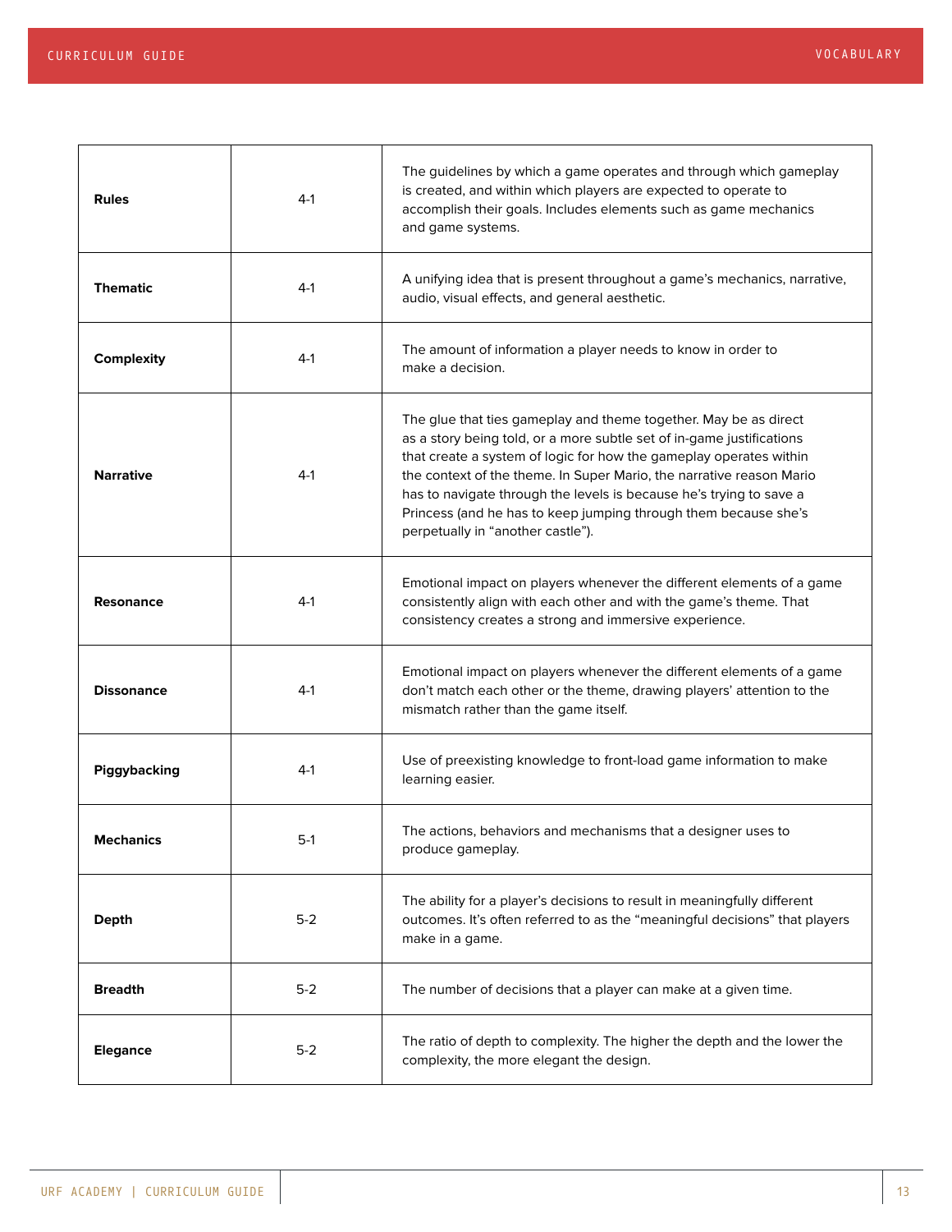| **Rules** | 4-1 | The guidelines by which a game operates and through which gameplay is created, and within which players are expected to operate to accomplish their goals. Includes elements such as game mechanics and game systems. |
|---|---|---|
| **Thematic** | 4-1 | A unifying idea that is present throughout a game's mechanics, narrative, audio, visual effects, and general aesthetic. |
| **Complexity** | 4-1 | The amount of information a player needs to know in order to make a decision. |
| **Narrative** | 4-1 | The glue that ties gameplay and theme together. May be as direct as a story being told, or a more subtle set of in-game justifications that create a system of logic for how the gameplay operates within the context of the theme. In Super Mario, the narrative reason Mario has to navigate through the levels is because he's trying to save a Princess (and he has to keep jumping through them because she's perpetually in "another castle"). |
| **Resonance** | 4-1 | Emotional impact on players whenever the different elements of a game consistently align with each other and with the game's theme. That consistency creates a strong and immersive experience. |
| **Dissonance** | 4-1 | Emotional impact on players whenever the different elements of a game don't match each other or the theme, drawing players' attention to the mismatch rather than the game itself. |
| **Piggybacking** | 4-1 | Use of preexisting knowledge to front-load game information to make learning easier. |
| **Mechanics** | 5-1 | The actions, behaviors and mechanisms that a designer uses to produce gameplay. |
| **Depth** | 5-2 | The ability for a player's decisions to result in meaningfully different outcomes. It's often referred to as the "meaningful decisions" that players make in a game. |
| **Breadth** | 5-2 | The number of decisions that a player can make at a given time. |
| **Elegance** | 5-2 | The ratio of depth to complexity. The higher the depth and the lower the complexity, the more elegant the design. |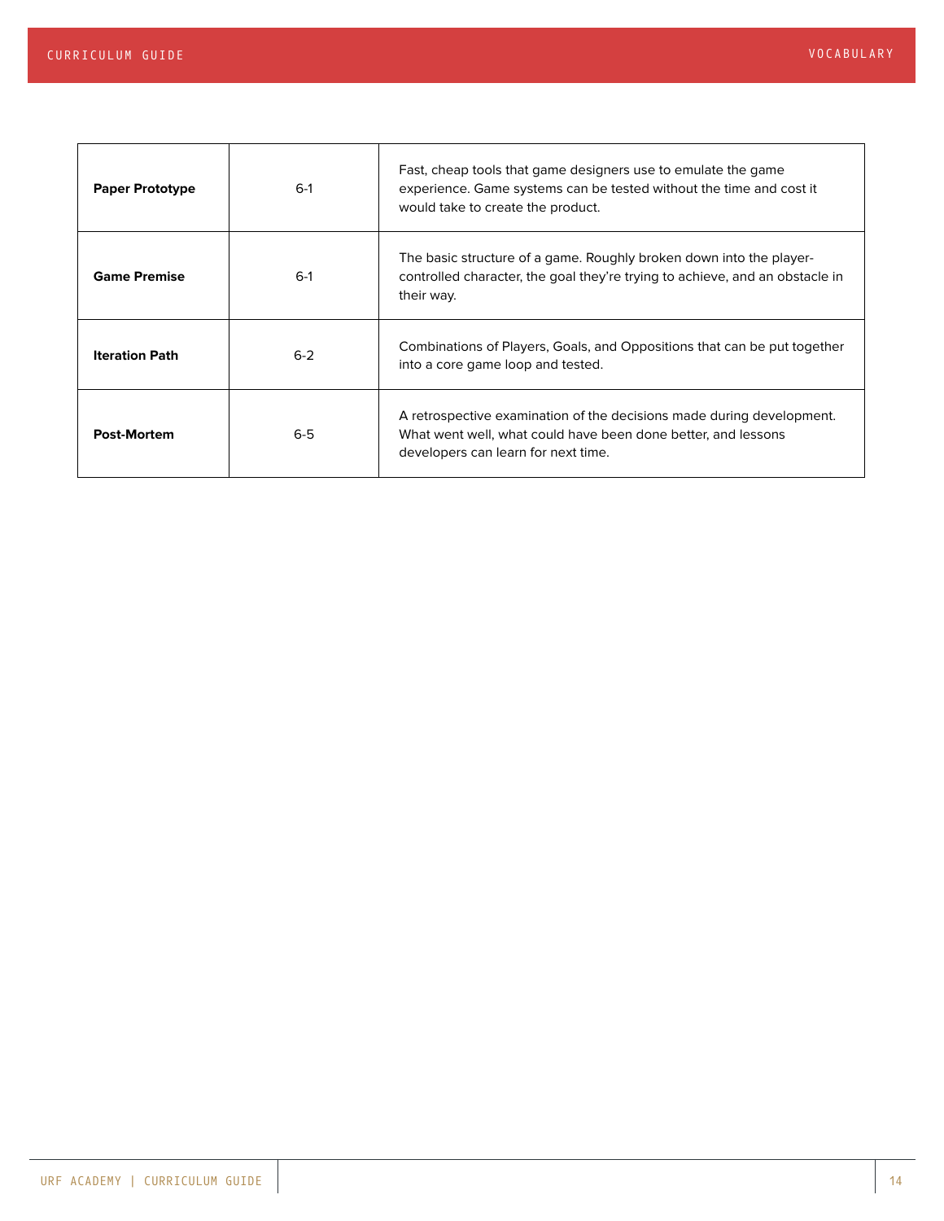| | | |
|---|---|---|
| **Paper Prototype** | 6-1 | Fast, cheap tools that game designers use to emulate the game experience. Game systems can be tested without the time and cost it would take to create the product. |
| **Game Premise** | 6-1 | The basic structure of a game. Roughly broken down into the player-controlled character, the goal they're trying to achieve, and an obstacle in their way. |
| **Iteration Path** | 6-2 | Combinations of Players, Goals, and Oppositions that can be put together into a core game loop and tested. |
| **Post-Mortem** | 6-5 | A retrospective examination of the decisions made during development. What went well, what could have been done better, and lessons developers can learn for next time. |